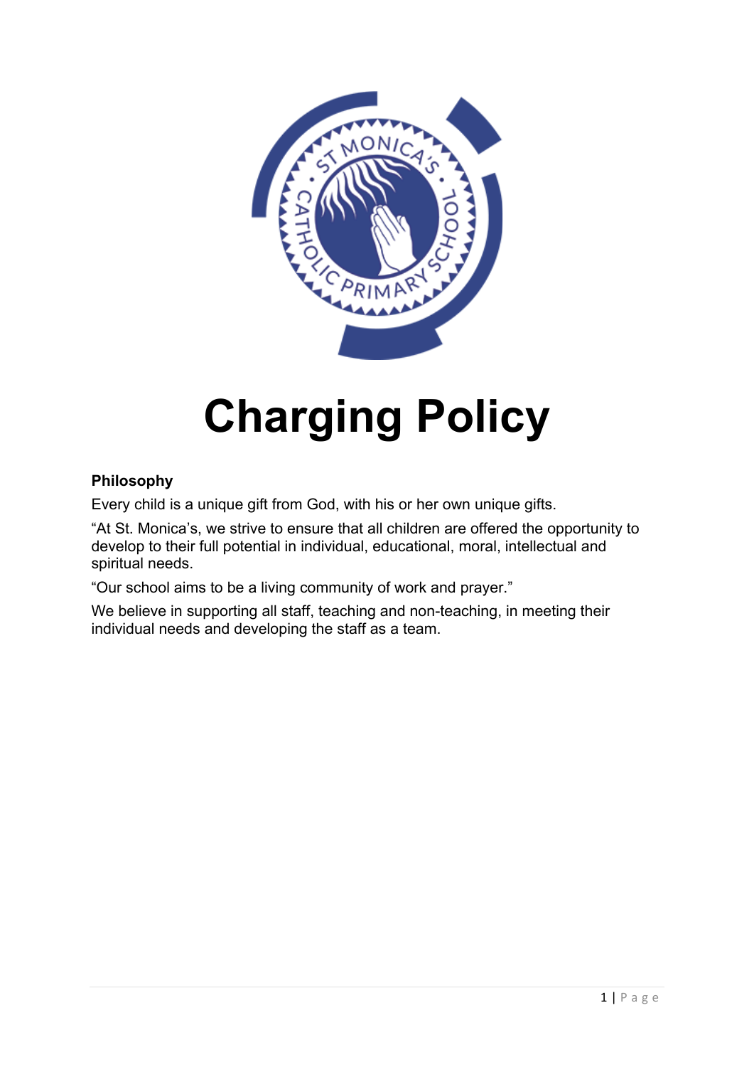# Charging Policy

**Philosophy**

Every child is a unique gift from God, with his or her own unique gifts.

“At St. Monica’s, we strive to ensure that all children are offered the opportunity to develop to their full potential in individual, educational, moral, intellectual and spiritual needs.

“Our school aims to be a living community of work and prayer.”

We believe in supporting all staff, teaching and non-teaching, in meeting their individual needs and developing the staff as a team.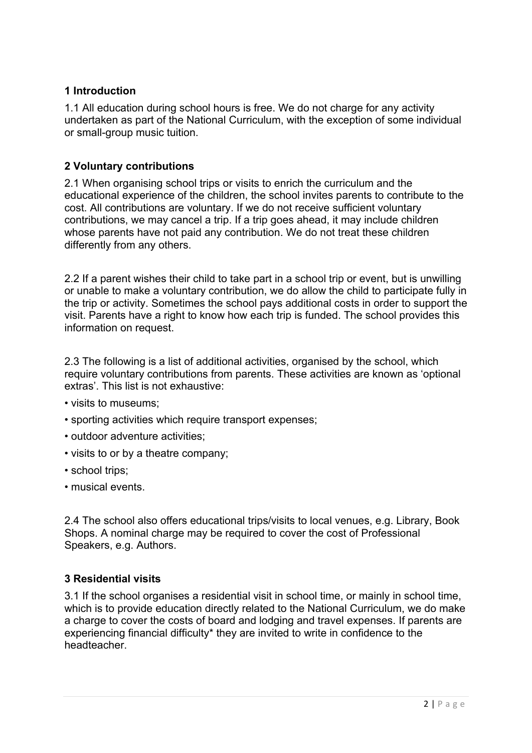## 1 Introduction

1.1 All education during school hours is free. We do not charge for any activity undertaken as part of the National Curriculum, with the exception of some individual or small-group music tuition.

## 2 Voluntary contributions

2.1 When organising school trips or visits to enrich the curriculum and the educational experience of the children, the school invites parents to contribute to the cost. All contributions are voluntary. If we do not receive sufficient voluntary contributions, we may cancel a trip. If a trip goes ahead, it may include children whose parents have not paid any contribution. We do not treat these children differently from any others.

2.2 If a parent wishes their child to take part in a school trip or event, but is unwilling or unable to make a voluntary contribution, we do allow the child to participate fully in the trip or activity. Sometimes the school pays additional costs in order to support the visit. Parents have a right to know how each trip is funded. The school provides this information on request.

2.3 The following is a list of additional activities, organised by the school, which require voluntary contributions from parents. These activities are known as 'optional extras'. This list is not exhaustive:

- visits to museums;
- sporting activities which require transport expenses;
- outdoor adventure activities;
- visits to or by a theatre company;
- school trips;
- musical events.

2.4 The school also offers educational trips/visits to local venues, e.g. Library, Book Shops. A nominal charge may be required to cover the cost of Professional Speakers, e.g. Authors.

## 3 Residential visits

3.1 If the school organises a residential visit in school time, or mainly in school time, which is to provide education directly related to the National Curriculum, we do make a charge to cover the costs of board and lodging and travel expenses. If parents are experiencing financial difficulty* they are invited to write in confidence to the headteacher.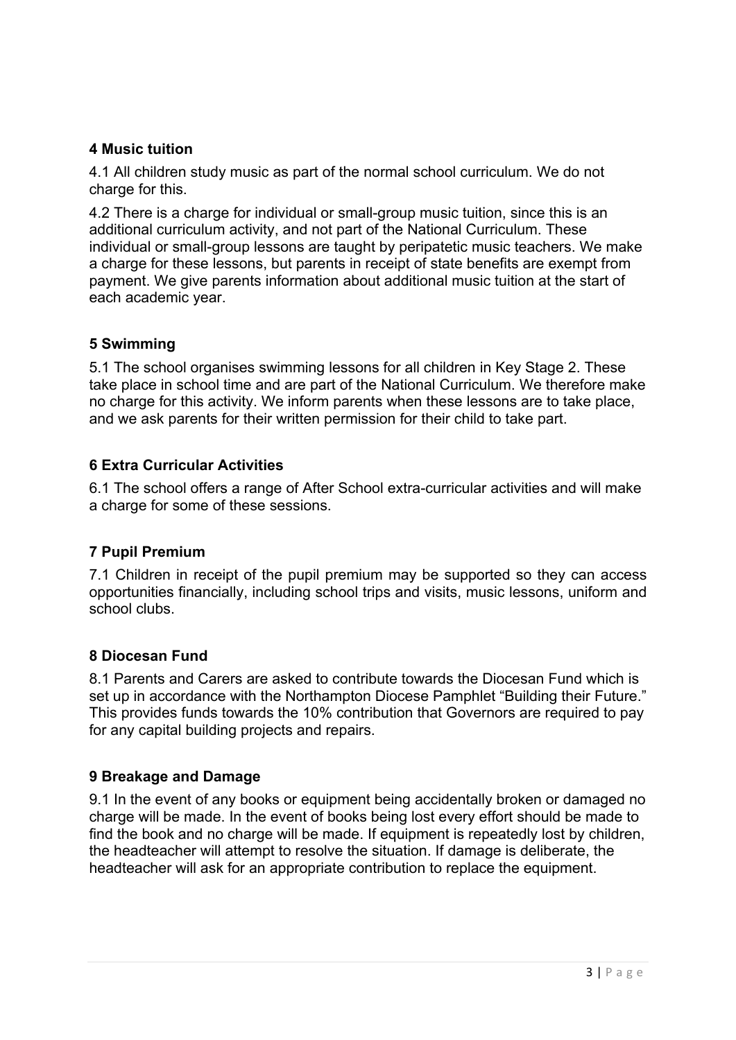## 4 Music tuition

4.1 All children study music as part of the normal school curriculum. We do not charge for this.

4.2 There is a charge for individual or small-group music tuition, since this is an additional curriculum activity, and not part of the National Curriculum. These individual or small-group lessons are taught by peripatetic music teachers. We make a charge for these lessons, but parents in receipt of state benefits are exempt from payment. We give parents information about additional music tuition at the start of each academic year.

## 5 Swimming

5.1 The school organises swimming lessons for all children in Key Stage 2. These take place in school time and are part of the National Curriculum. We therefore make no charge for this activity. We inform parents when these lessons are to take place, and we ask parents for their written permission for their child to take part.

## 6 Extra Curricular Activities

6.1 The school offers a range of After School extra-curricular activities and will make a charge for some of these sessions.

## 7 Pupil Premium

7.1 Children in receipt of the pupil premium may be supported so they can access opportunities financially, including school trips and visits, music lessons, uniform and school clubs.

## 8 Diocesan Fund

8.1 Parents and Carers are asked to contribute towards the Diocesan Fund which is set up in accordance with the Northampton Diocese Pamphlet "Building their Future." This provides funds towards the 10% contribution that Governors are required to pay for any capital building projects and repairs.

## 9 Breakage and Damage

9.1 In the event of any books or equipment being accidentally broken or damaged no charge will be made. In the event of books being lost every effort should be made to find the book and no charge will be made. If equipment is repeatedly lost by children, the headteacher will attempt to resolve the situation. If damage is deliberate, the headteacher will ask for an appropriate contribution to replace the equipment.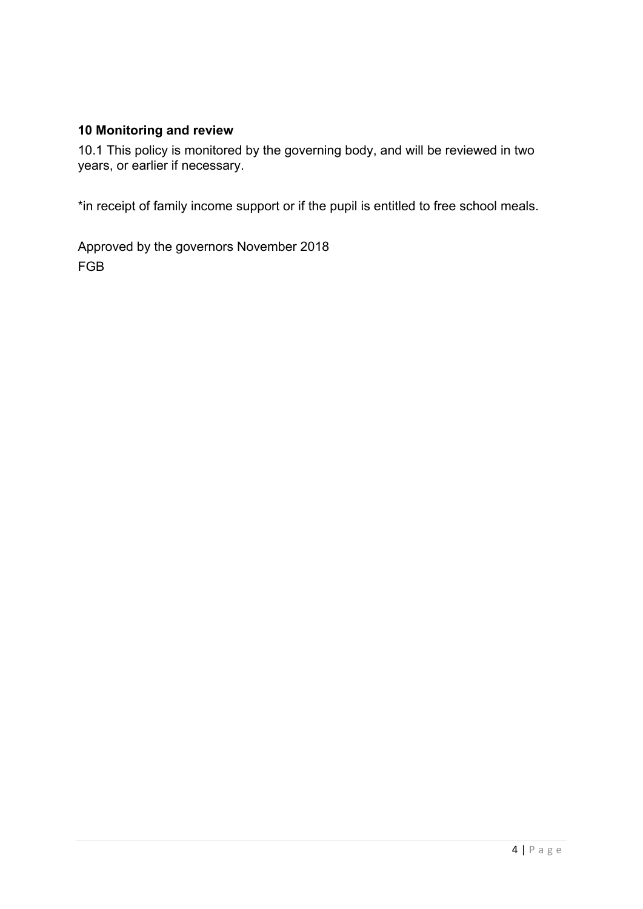### 10 Monitoring and review

10.1 This policy is monitored by the governing body, and will be reviewed in two years, or earlier if necessary.

*in receipt of family income support or if the pupil is entitled to free school meals.

Approved by the governors November 2018
FGB